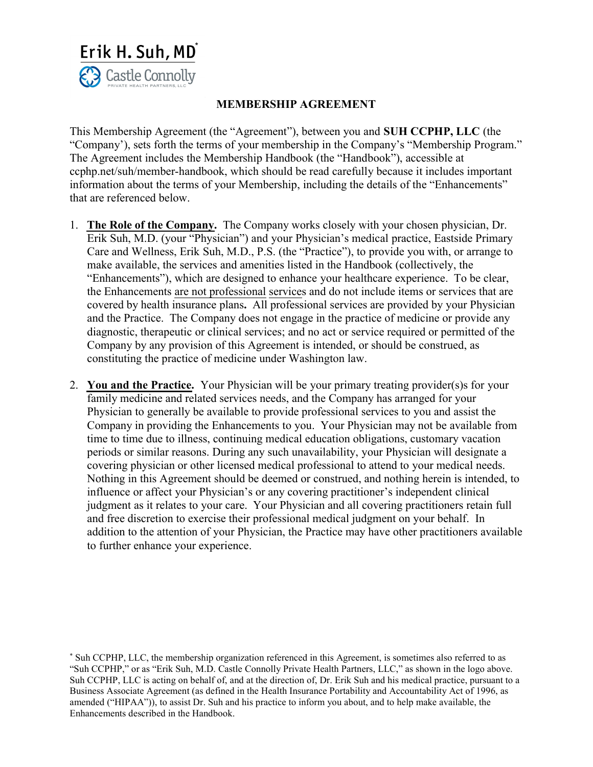Erik H. Suh, MD*

Castle Connolly PRIVATE HEALTH PARTNERS, LLC

# MEMBERSHIP AGREEMENT

This Membership Agreement (the "Agreement"), between you and **SUH CCPHP, LLC** (the "Company'), sets forth the terms of your membership in the Company's "Membership Program." The Agreement includes the Membership Handbook (the "Handbook"), accessible at ccphp.net/suh/member-handbook, which should be read carefully because it includes important information about the terms of your Membership, including the details of the "Enhancements" that are referenced below.

1. **The Role of the Company.** The Company works closely with your chosen physician, Dr. Erik Suh, M.D. (your "Physician") and your Physician's medical practice, Eastside Primary Care and Wellness, Erik Suh, M.D., P.S. (the "Practice"), to provide you with, or arrange to make available, the services and amenities listed in the Handbook (collectively, the "Enhancements"), which are designed to enhance your healthcare experience. To be clear, the Enhancements are not professional services and do not include items or services that are covered by health insurance plans**.** All professional services are provided by your Physician and the Practice. The Company does not engage in the practice of medicine or provide any diagnostic, therapeutic or clinical services; and no act or service required or permitted of the Company by any provision of this Agreement is intended, or should be construed, as constituting the practice of medicine under Washington law.

2. **You and the Practice.** Your Physician will be your primary treating provider(s)s for your family medicine and related services needs, and the Company has arranged for your Physician to generally be available to provide professional services to you and assist the Company in providing the Enhancements to you. Your Physician may not be available from time to time due to illness, continuing medical education obligations, customary vacation periods or similar reasons. During any such unavailability, your Physician will designate a covering physician or other licensed medical professional to attend to your medical needs. Nothing in this Agreement should be deemed or construed, and nothing herein is intended, to influence or affect your Physician's or any covering practitioner's independent clinical judgment as it relates to your care. Your Physician and all covering practitioners retain full and free discretion to exercise their professional medical judgment on your behalf. In addition to the attention of your Physician, the Practice may have other practitioners available to further enhance your experience.

* Suh CCPHP, LLC, the membership organization referenced in this Agreement, is sometimes also referred to as "Suh CCPHP," or as "Erik Suh, M.D. Castle Connolly Private Health Partners, LLC," as shown in the logo above. Suh CCPHP, LLC is acting on behalf of, and at the direction of, Dr. Erik Suh and his medical practice, pursuant to a Business Associate Agreement (as defined in the Health Insurance Portability and Accountability Act of 1996, as amended ("HIPAA")), to assist Dr. Suh and his practice to inform you about, and to help make available, the Enhancements described in the Handbook.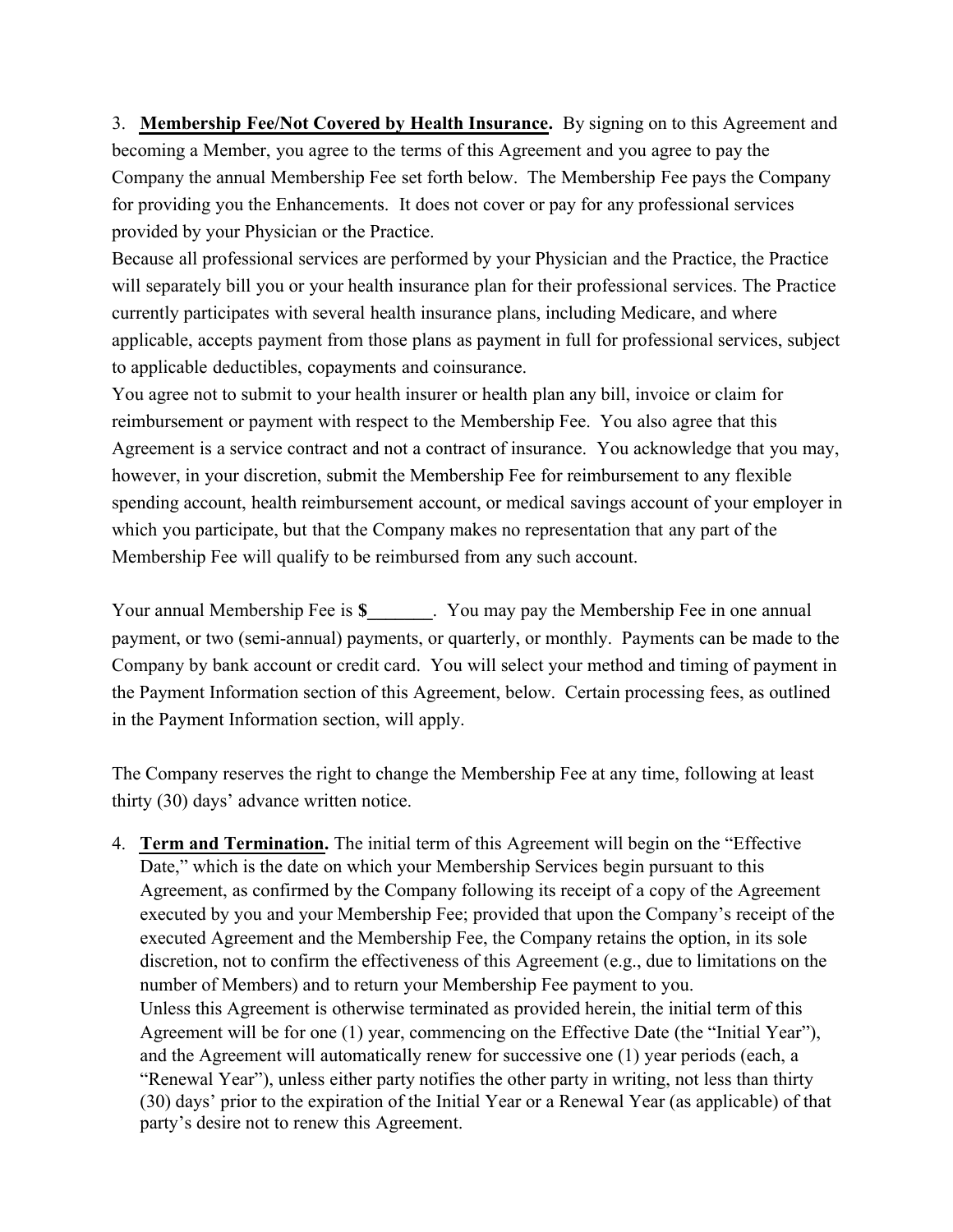3. **Membership Fee/Not Covered by Health Insurance.** By signing on to this Agreement and becoming a Member, you agree to the terms of this Agreement and you agree to pay the Company the annual Membership Fee set forth below. The Membership Fee pays the Company for providing you the Enhancements. It does not cover or pay for any professional services provided by your Physician or the Practice.

Because all professional services are performed by your Physician and the Practice, the Practice will separately bill you or your health insurance plan for their professional services. The Practice currently participates with several health insurance plans, including Medicare, and where applicable, accepts payment from those plans as payment in full for professional services, subject to applicable deductibles, copayments and coinsurance.

You agree not to submit to your health insurer or health plan any bill, invoice or claim for reimbursement or payment with respect to the Membership Fee. You also agree that this Agreement is a service contract and not a contract of insurance. You acknowledge that you may, however, in your discretion, submit the Membership Fee for reimbursement to any flexible spending account, health reimbursement account, or medical savings account of your employer in which you participate, but that the Company makes no representation that any part of the Membership Fee will qualify to be reimbursed from any such account.

Your annual Membership Fee is **$_______**. You may pay the Membership Fee in one annual payment, or two (semi-annual) payments, or quarterly, or monthly. Payments can be made to the Company by bank account or credit card. You will select your method and timing of payment in the Payment Information section of this Agreement, below. Certain processing fees, as outlined in the Payment Information section, will apply.

The Company reserves the right to change the Membership Fee at any time, following at least thirty (30) days' advance written notice.

4. **Term and Termination.** The initial term of this Agreement will begin on the "Effective Date," which is the date on which your Membership Services begin pursuant to this Agreement, as confirmed by the Company following its receipt of a copy of the Agreement executed by you and your Membership Fee; provided that upon the Company's receipt of the executed Agreement and the Membership Fee, the Company retains the option, in its sole discretion, not to confirm the effectiveness of this Agreement (e.g., due to limitations on the number of Members) and to return your Membership Fee payment to you.

   Unless this Agreement is otherwise terminated as provided herein, the initial term of this Agreement will be for one (1) year, commencing on the Effective Date (the "Initial Year"), and the Agreement will automatically renew for successive one (1) year periods (each, a "Renewal Year"), unless either party notifies the other party in writing, not less than thirty (30) days' prior to the expiration of the Initial Year or a Renewal Year (as applicable) of that party's desire not to renew this Agreement.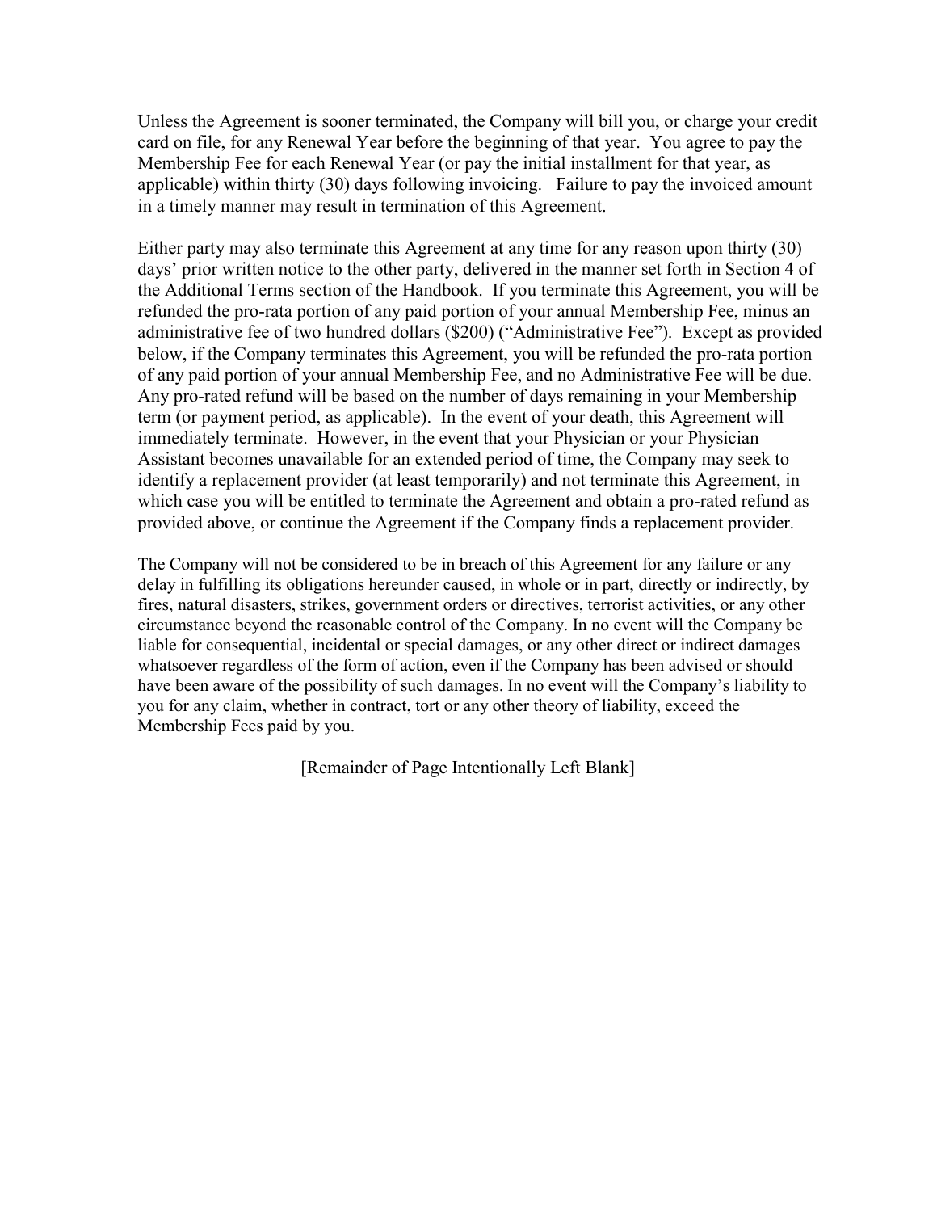Unless the Agreement is sooner terminated, the Company will bill you, or charge your credit card on file, for any Renewal Year before the beginning of that year. You agree to pay the Membership Fee for each Renewal Year (or pay the initial installment for that year, as applicable) within thirty (30) days following invoicing. Failure to pay the invoiced amount in a timely manner may result in termination of this Agreement.

Either party may also terminate this Agreement at any time for any reason upon thirty (30) days' prior written notice to the other party, delivered in the manner set forth in Section 4 of the Additional Terms section of the Handbook. If you terminate this Agreement, you will be refunded the pro-rata portion of any paid portion of your annual Membership Fee, minus an administrative fee of two hundred dollars ($200) ("Administrative Fee"). Except as provided below, if the Company terminates this Agreement, you will be refunded the pro-rata portion of any paid portion of your annual Membership Fee, and no Administrative Fee will be due. Any pro-rated refund will be based on the number of days remaining in your Membership term (or payment period, as applicable). In the event of your death, this Agreement will immediately terminate. However, in the event that your Physician or your Physician Assistant becomes unavailable for an extended period of time, the Company may seek to identify a replacement provider (at least temporarily) and not terminate this Agreement, in which case you will be entitled to terminate the Agreement and obtain a pro-rated refund as provided above, or continue the Agreement if the Company finds a replacement provider.

The Company will not be considered to be in breach of this Agreement for any failure or any delay in fulfilling its obligations hereunder caused, in whole or in part, directly or indirectly, by fires, natural disasters, strikes, government orders or directives, terrorist activities, or any other circumstance beyond the reasonable control of the Company. In no event will the Company be liable for consequential, incidental or special damages, or any other direct or indirect damages whatsoever regardless of the form of action, even if the Company has been advised or should have been aware of the possibility of such damages. In no event will the Company's liability to you for any claim, whether in contract, tort or any other theory of liability, exceed the Membership Fees paid by you.

[Remainder of Page Intentionally Left Blank]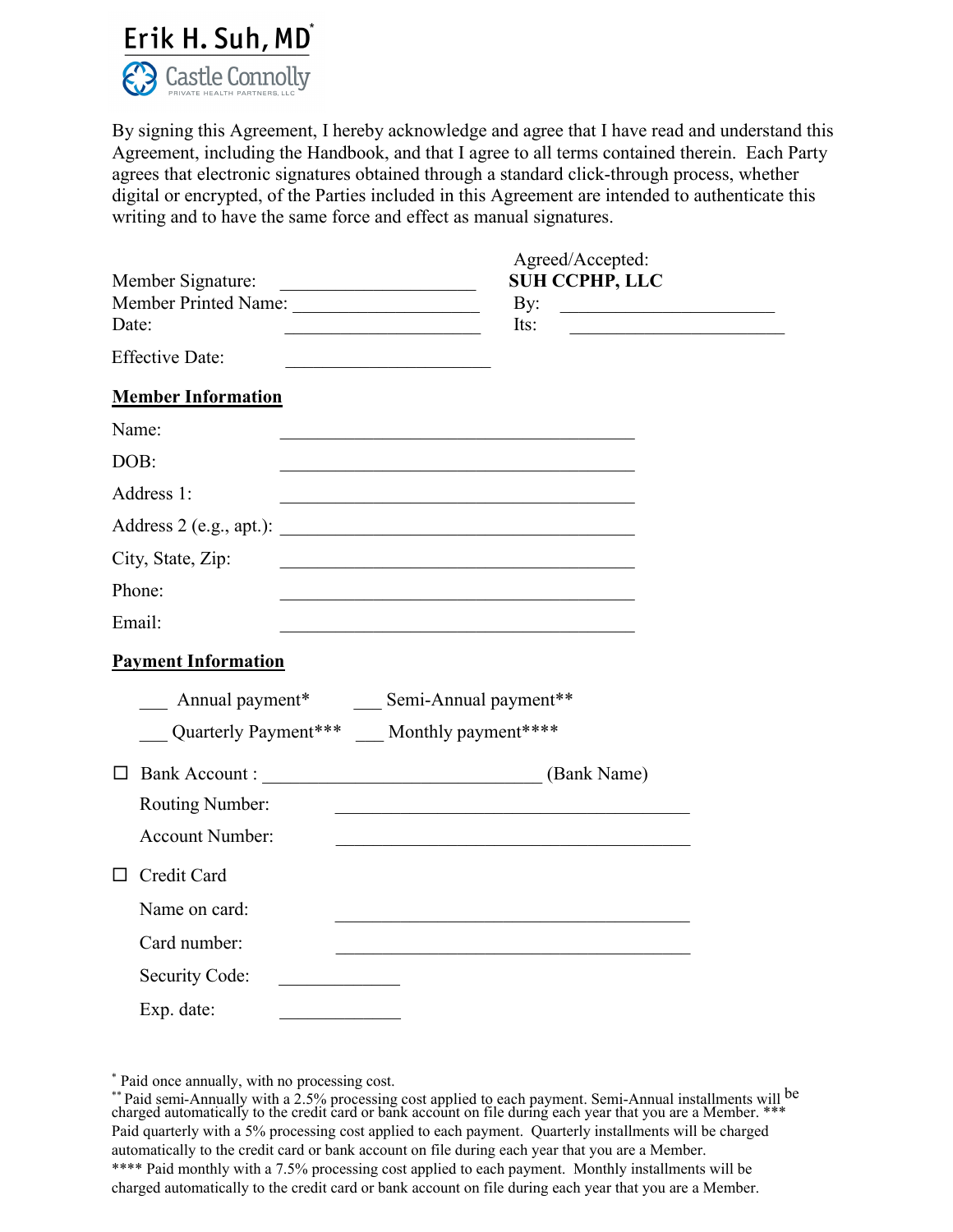Erik H. Suh, MD*

Castle Connolly

PRIVATE HEALTH PARTNERS, LLC

By signing this Agreement, I hereby acknowledge and agree that I have read and understand this Agreement, including the Handbook, and that I agree to all terms contained therein. Each Party agrees that electronic signatures obtained through a standard click-through process, whether digital or encrypted, of the Parties included in this Agreement are intended to authenticate this writing and to have the same force and effect as manual signatures.

Member Signature: ____________________

Member Printed Name: ____________________

Date: ____________________

Agreed/Accepted:

**SUH CCPHP, LLC**

By: ______________________

Its: ______________________

Effective Date: ____________________

## Member Information

Name: ________________________________________

DOB: ________________________________________

Address 1: ________________________________________

Address 2 (e.g., apt.): ________________________________________

City, State, Zip: ________________________________________

Phone: ________________________________________

Email: ________________________________________

## Payment Information

___ Annual payment* ___ Semi-Annual payment**

___ Quarterly Payment*** ___ Monthly payment****

☐ Bank Account : ______________________________ (Bank Name)

Routing Number: ________________________________________

Account Number: ________________________________________

☐ Credit Card

Name on card: ________________________________________

Card number: ________________________________________

Security Code: ____________

Exp. date: ____________

* Paid once annually, with no processing cost.

** Paid semi-Annually with a 2.5% processing cost applied to each payment. Semi-Annual installments will be charged automatically to the credit card or bank account on file during each year that you are a Member.

*** Paid quarterly with a 5% processing cost applied to each payment. Quarterly installments will be charged automatically to the credit card or bank account on file during each year that you are a Member.

**** Paid monthly with a 7.5% processing cost applied to each payment. Monthly installments will be charged automatically to the credit card or bank account on file during each year that you are a Member.